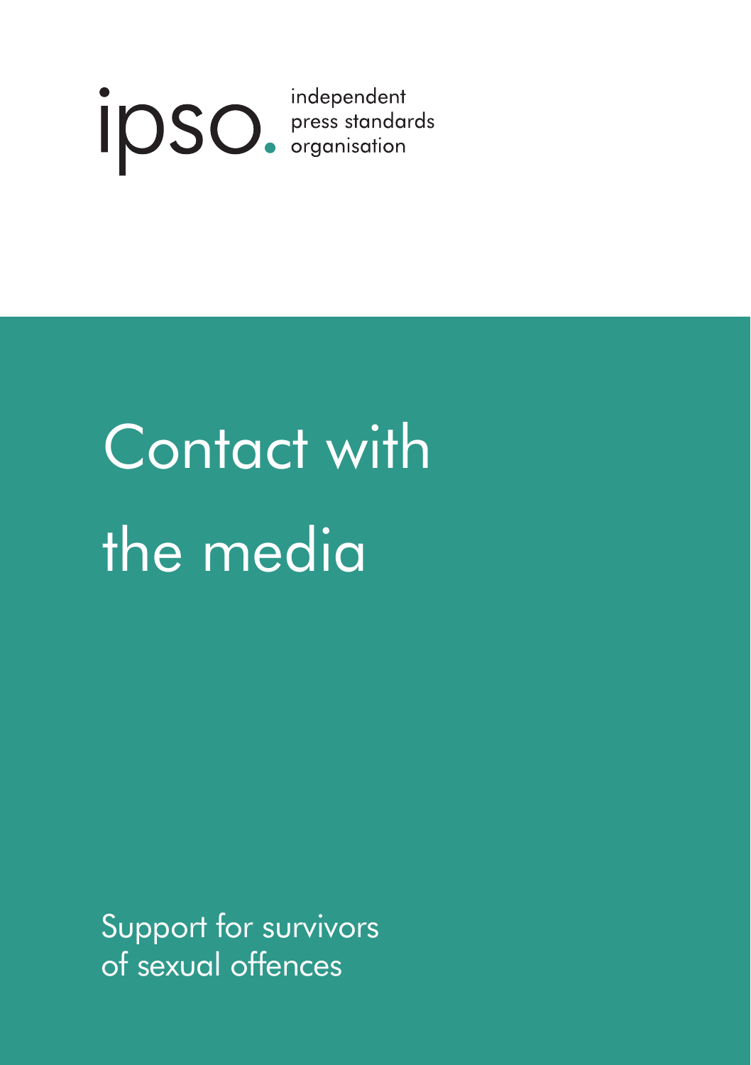ipso. independent press standards organisation

# Contact with the media

Support for survivors of sexual offences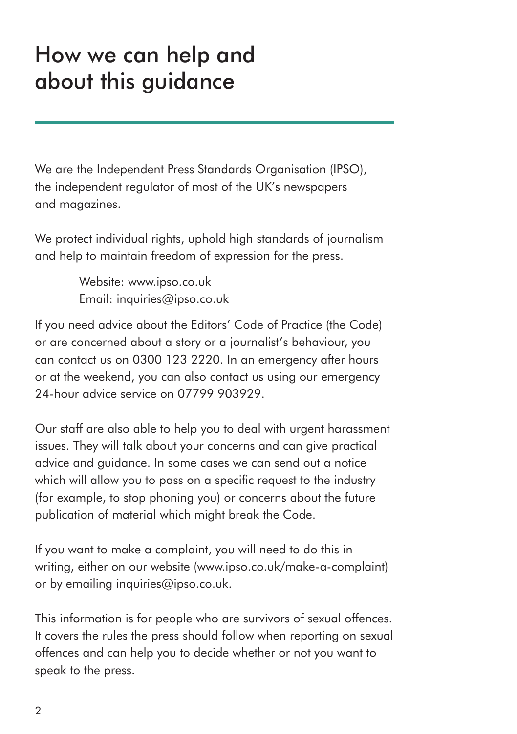# How we can help and about this guidance

We are the Independent Press Standards Organisation (IPSO), the independent regulator of most of the UK's newspapers and magazines.

We protect individual rights, uphold high standards of journalism and help to maintain freedom of expression for the press.

Website: www.ipso.co.uk
Email: inquiries@ipso.co.uk

If you need advice about the Editors' Code of Practice (the Code) or are concerned about a story or a journalist's behaviour, you can contact us on 0300 123 2220. In an emergency after hours or at the weekend, you can also contact us using our emergency 24-hour advice service on 07799 903929.

Our staff are also able to help you to deal with urgent harassment issues. They will talk about your concerns and can give practical advice and guidance. In some cases we can send out a notice which will allow you to pass on a specific request to the industry (for example, to stop phoning you) or concerns about the future publication of material which might break the Code.

If you want to make a complaint, you will need to do this in writing, either on our website (www.ipso.co.uk/make-a-complaint) or by emailing inquiries@ipso.co.uk.

This information is for people who are survivors of sexual offences. It covers the rules the press should follow when reporting on sexual offences and can help you to decide whether or not you want to speak to the press.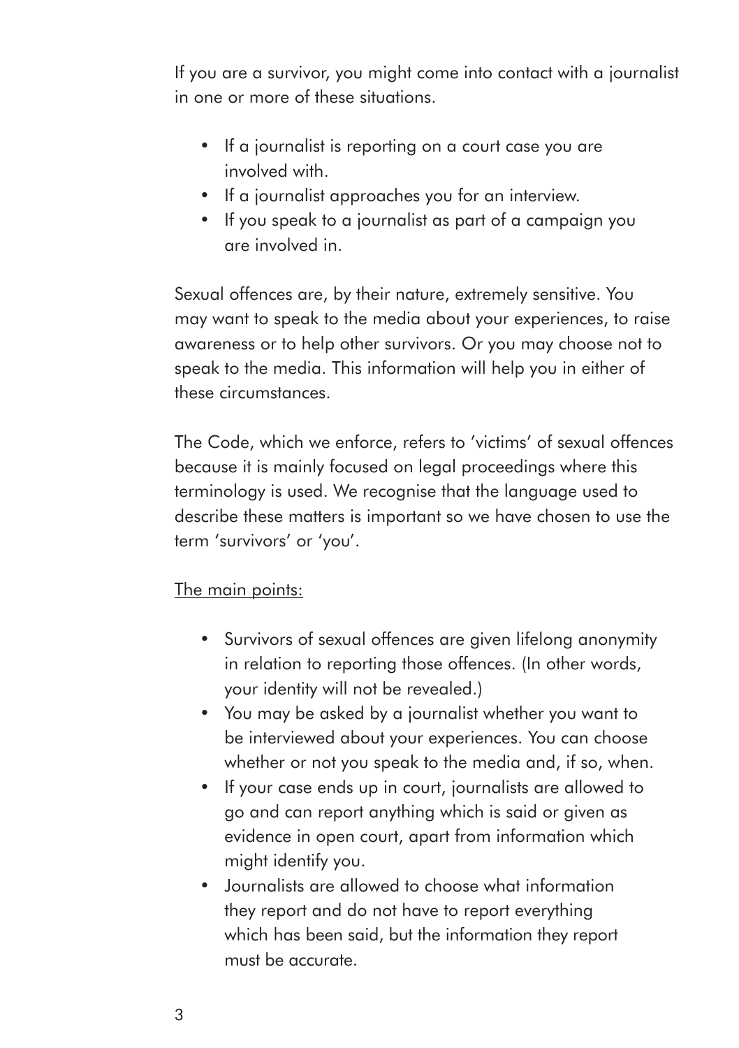If you are a survivor, you might come into contact with a journalist in one or more of these situations.

- If a journalist is reporting on a court case you are involved with.
- If a journalist approaches you for an interview.
- If you speak to a journalist as part of a campaign you are involved in.

Sexual offences are, by their nature, extremely sensitive. You may want to speak to the media about your experiences, to raise awareness or to help other survivors. Or you may choose not to speak to the media. This information will help you in either of these circumstances.

The Code, which we enforce, refers to 'victims' of sexual offences because it is mainly focused on legal proceedings where this terminology is used. We recognise that the language used to describe these matters is important so we have chosen to use the term 'survivors' or 'you'.

<u>The main points:</u>

- Survivors of sexual offences are given lifelong anonymity in relation to reporting those offences. (In other words, your identity will not be revealed.)
- You may be asked by a journalist whether you want to be interviewed about your experiences. You can choose whether or not you speak to the media and, if so, when.
- If your case ends up in court, journalists are allowed to go and can report anything which is said or given as evidence in open court, apart from information which might identify you.
- Journalists are allowed to choose what information they report and do not have to report everything which has been said, but the information they report must be accurate.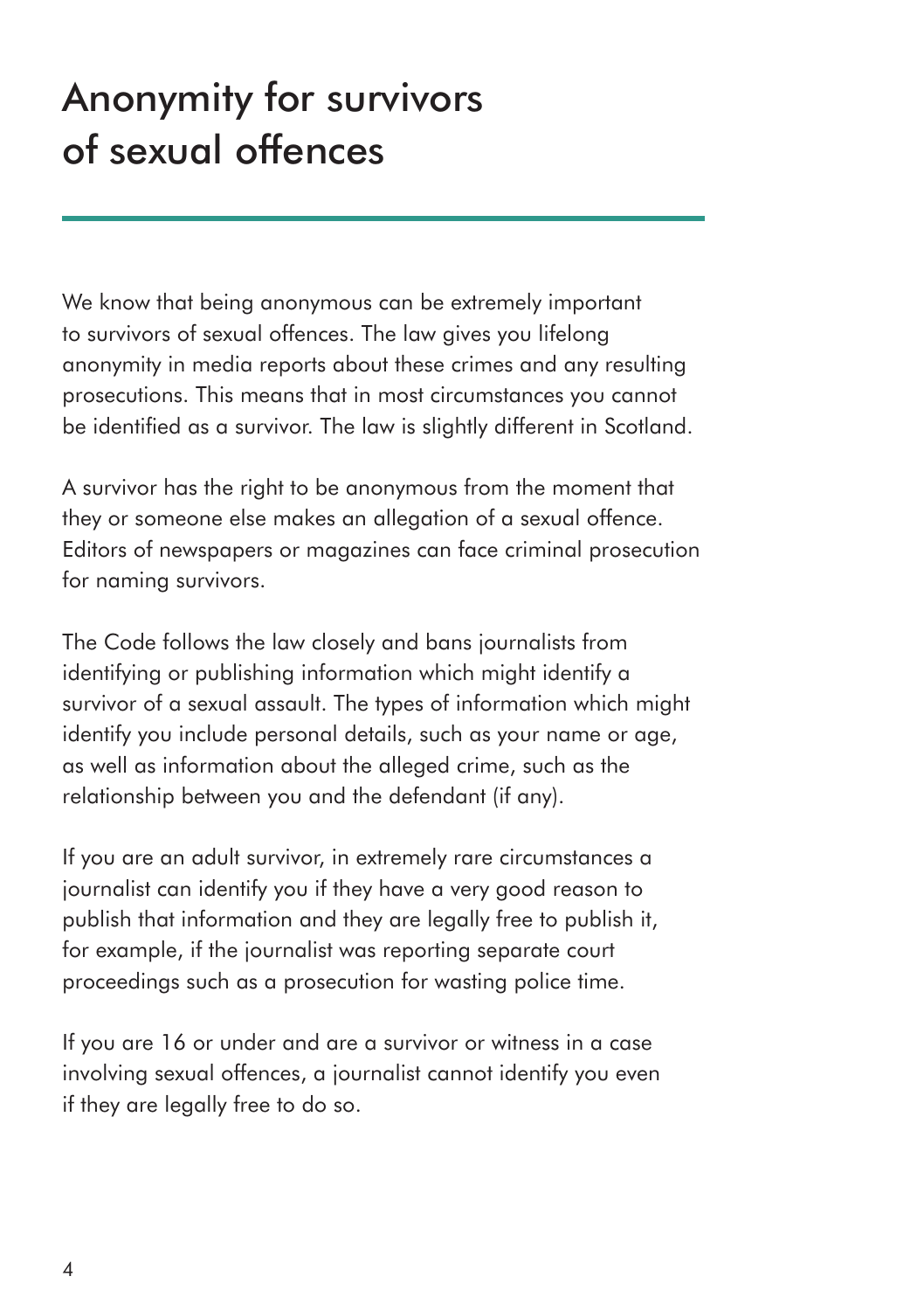# Anonymity for survivors of sexual offences

We know that being anonymous can be extremely important to survivors of sexual offences. The law gives you lifelong anonymity in media reports about these crimes and any resulting prosecutions. This means that in most circumstances you cannot be identified as a survivor. The law is slightly different in Scotland.

A survivor has the right to be anonymous from the moment that they or someone else makes an allegation of a sexual offence. Editors of newspapers or magazines can face criminal prosecution for naming survivors.

The Code follows the law closely and bans journalists from identifying or publishing information which might identify a survivor of a sexual assault. The types of information which might identify you include personal details, such as your name or age, as well as information about the alleged crime, such as the relationship between you and the defendant (if any).

If you are an adult survivor, in extremely rare circumstances a journalist can identify you if they have a very good reason to publish that information and they are legally free to publish it, for example, if the journalist was reporting separate court proceedings such as a prosecution for wasting police time.

If you are 16 or under and are a survivor or witness in a case involving sexual offences, a journalist cannot identify you even if they are legally free to do so.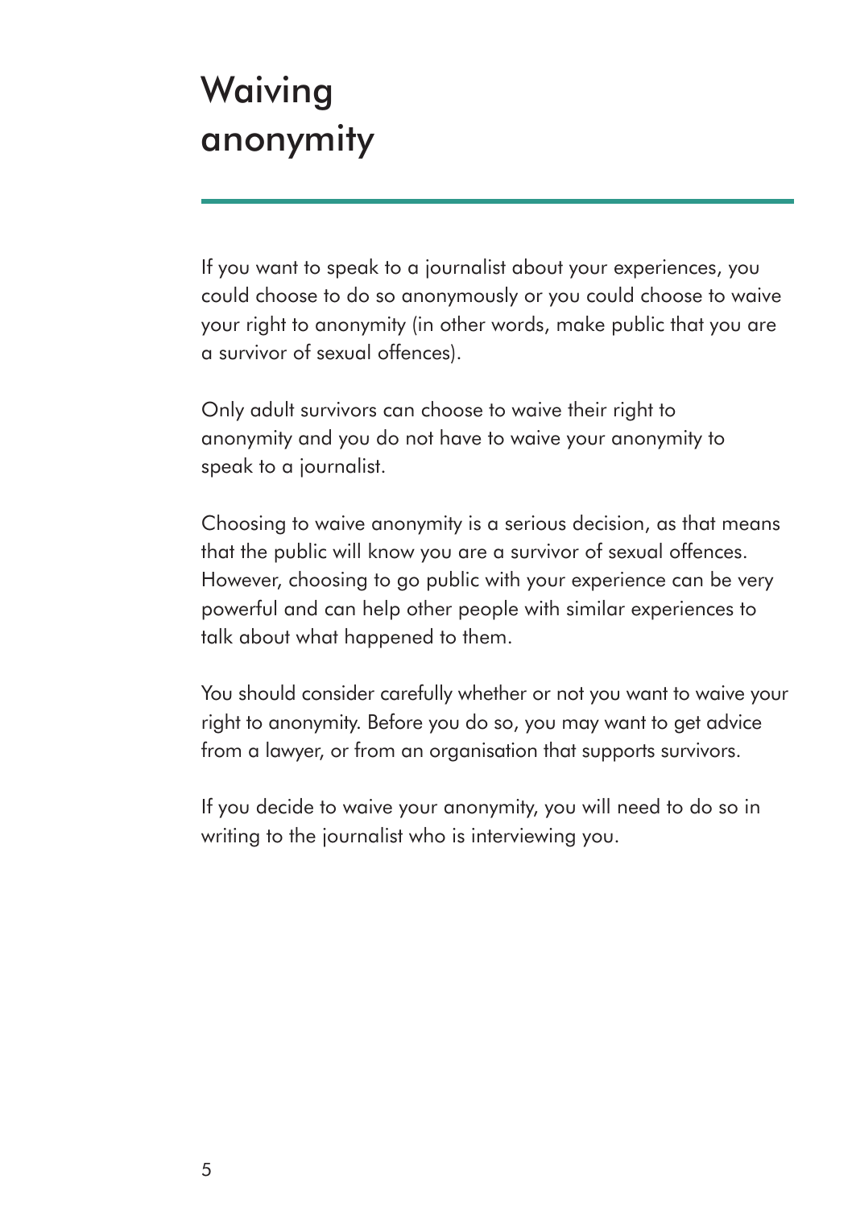# Waiving anonymity

If you want to speak to a journalist about your experiences, you could choose to do so anonymously or you could choose to waive your right to anonymity (in other words, make public that you are a survivor of sexual offences).

Only adult survivors can choose to waive their right to anonymity and you do not have to waive your anonymity to speak to a journalist.

Choosing to waive anonymity is a serious decision, as that means that the public will know you are a survivor of sexual offences. However, choosing to go public with your experience can be very powerful and can help other people with similar experiences to talk about what happened to them.

You should consider carefully whether or not you want to waive your right to anonymity. Before you do so, you may want to get advice from a lawyer, or from an organisation that supports survivors.

If you decide to waive your anonymity, you will need to do so in writing to the journalist who is interviewing you.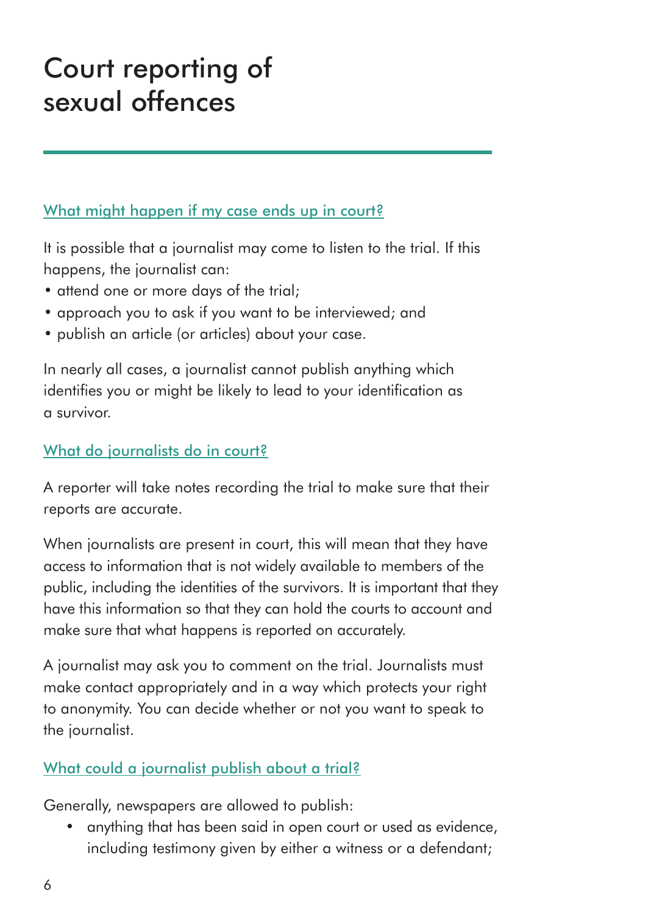# Court reporting of sexual offences

## What might happen if my case ends up in court?

It is possible that a journalist may come to listen to the trial. If this happens, the journalist can:

- attend one or more days of the trial;
- approach you to ask if you want to be interviewed; and
- publish an article (or articles) about your case.

In nearly all cases, a journalist cannot publish anything which identifies you or might be likely to lead to your identification as a survivor.

## What do journalists do in court?

A reporter will take notes recording the trial to make sure that their reports are accurate.

When journalists are present in court, this will mean that they have access to information that is not widely available to members of the public, including the identities of the survivors. It is important that they have this information so that they can hold the courts to account and make sure that what happens is reported on accurately.

A journalist may ask you to comment on the trial. Journalists must make contact appropriately and in a way which protects your right to anonymity. You can decide whether or not you want to speak to the journalist.

## What could a journalist publish about a trial?

Generally, newspapers are allowed to publish:

- anything that has been said in open court or used as evidence, including testimony given by either a witness or a defendant;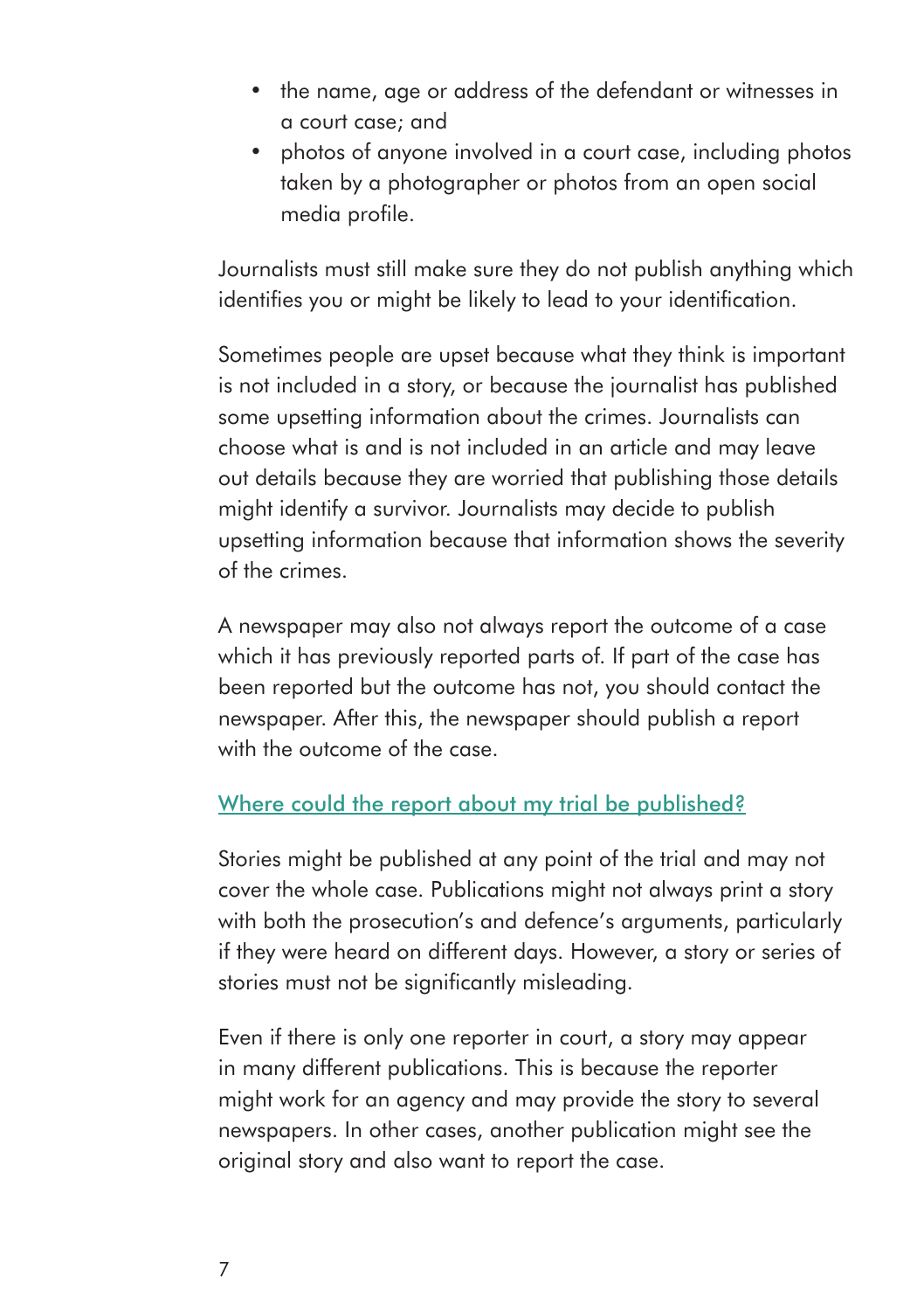- the name, age or address of the defendant or witnesses in a court case; and
- photos of anyone involved in a court case, including photos taken by a photographer or photos from an open social media profile.

Journalists must still make sure they do not publish anything which identifies you or might be likely to lead to your identification.

Sometimes people are upset because what they think is important is not included in a story, or because the journalist has published some upsetting information about the crimes. Journalists can choose what is and is not included in an article and may leave out details because they are worried that publishing those details might identify a survivor. Journalists may decide to publish upsetting information because that information shows the severity of the crimes.

A newspaper may also not always report the outcome of a case which it has previously reported parts of. If part of the case has been reported but the outcome has not, you should contact the newspaper. After this, the newspaper should publish a report with the outcome of the case.

## Where could the report about my trial be published?

Stories might be published at any point of the trial and may not cover the whole case. Publications might not always print a story with both the prosecution's and defence's arguments, particularly if they were heard on different days. However, a story or series of stories must not be significantly misleading.

Even if there is only one reporter in court, a story may appear in many different publications. This is because the reporter might work for an agency and may provide the story to several newspapers. In other cases, another publication might see the original story and also want to report the case.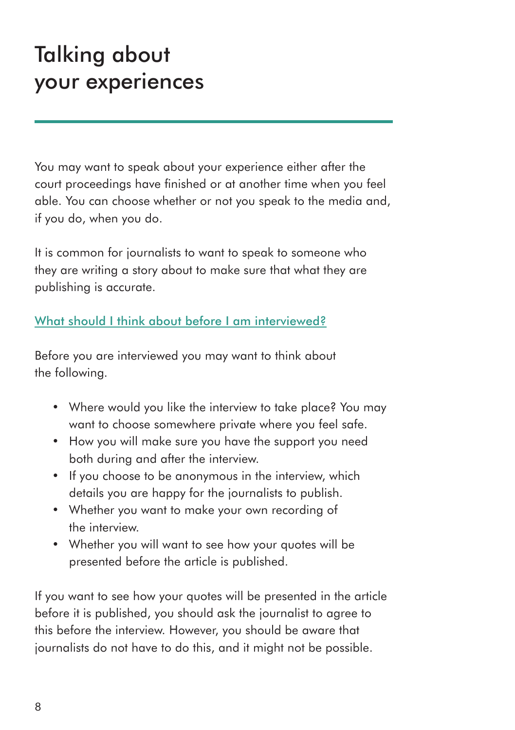# Talking about your experiences

You may want to speak about your experience either after the court proceedings have finished or at another time when you feel able. You can choose whether or not you speak to the media and, if you do, when you do.

It is common for journalists to want to speak to someone who they are writing a story about to make sure that what they are publishing is accurate.

## What should I think about before I am interviewed?

Before you are interviewed you may want to think about the following.

- Where would you like the interview to take place? You may want to choose somewhere private where you feel safe.
- How you will make sure you have the support you need both during and after the interview.
- If you choose to be anonymous in the interview, which details you are happy for the journalists to publish.
- Whether you want to make your own recording of the interview.
- Whether you will want to see how your quotes will be presented before the article is published.

If you want to see how your quotes will be presented in the article before it is published, you should ask the journalist to agree to this before the interview. However, you should be aware that journalists do not have to do this, and it might not be possible.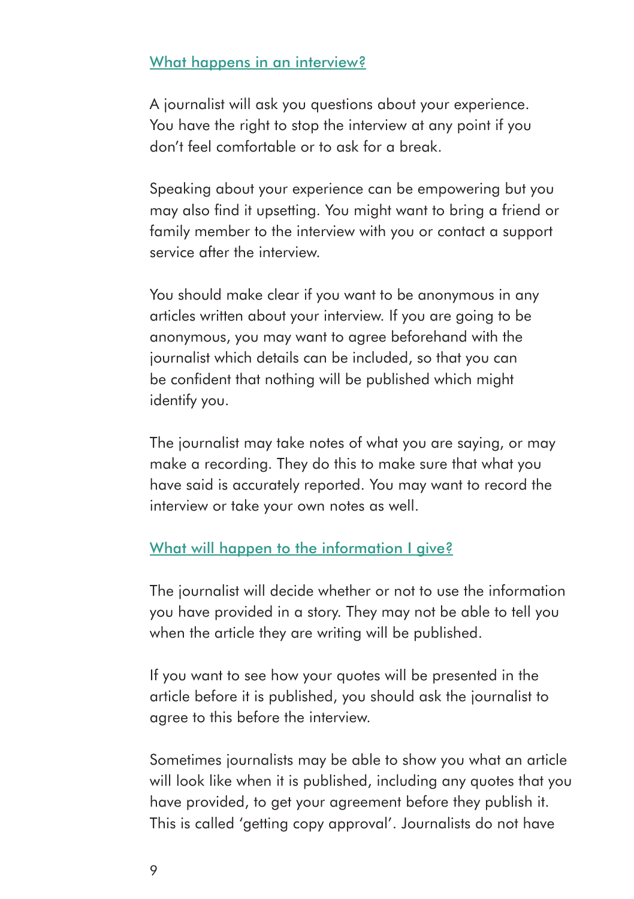## What happens in an interview?

A journalist will ask you questions about your experience. You have the right to stop the interview at any point if you don't feel comfortable or to ask for a break.

Speaking about your experience can be empowering but you may also find it upsetting. You might want to bring a friend or family member to the interview with you or contact a support service after the interview.

You should make clear if you want to be anonymous in any articles written about your interview. If you are going to be anonymous, you may want to agree beforehand with the journalist which details can be included, so that you can be confident that nothing will be published which might identify you.

The journalist may take notes of what you are saying, or may make a recording. They do this to make sure that what you have said is accurately reported. You may want to record the interview or take your own notes as well.

## What will happen to the information I give?

The journalist will decide whether or not to use the information you have provided in a story. They may not be able to tell you when the article they are writing will be published.

If you want to see how your quotes will be presented in the article before it is published, you should ask the journalist to agree to this before the interview.

Sometimes journalists may be able to show you what an article will look like when it is published, including any quotes that you have provided, to get your agreement before they publish it. This is called 'getting copy approval'. Journalists do not have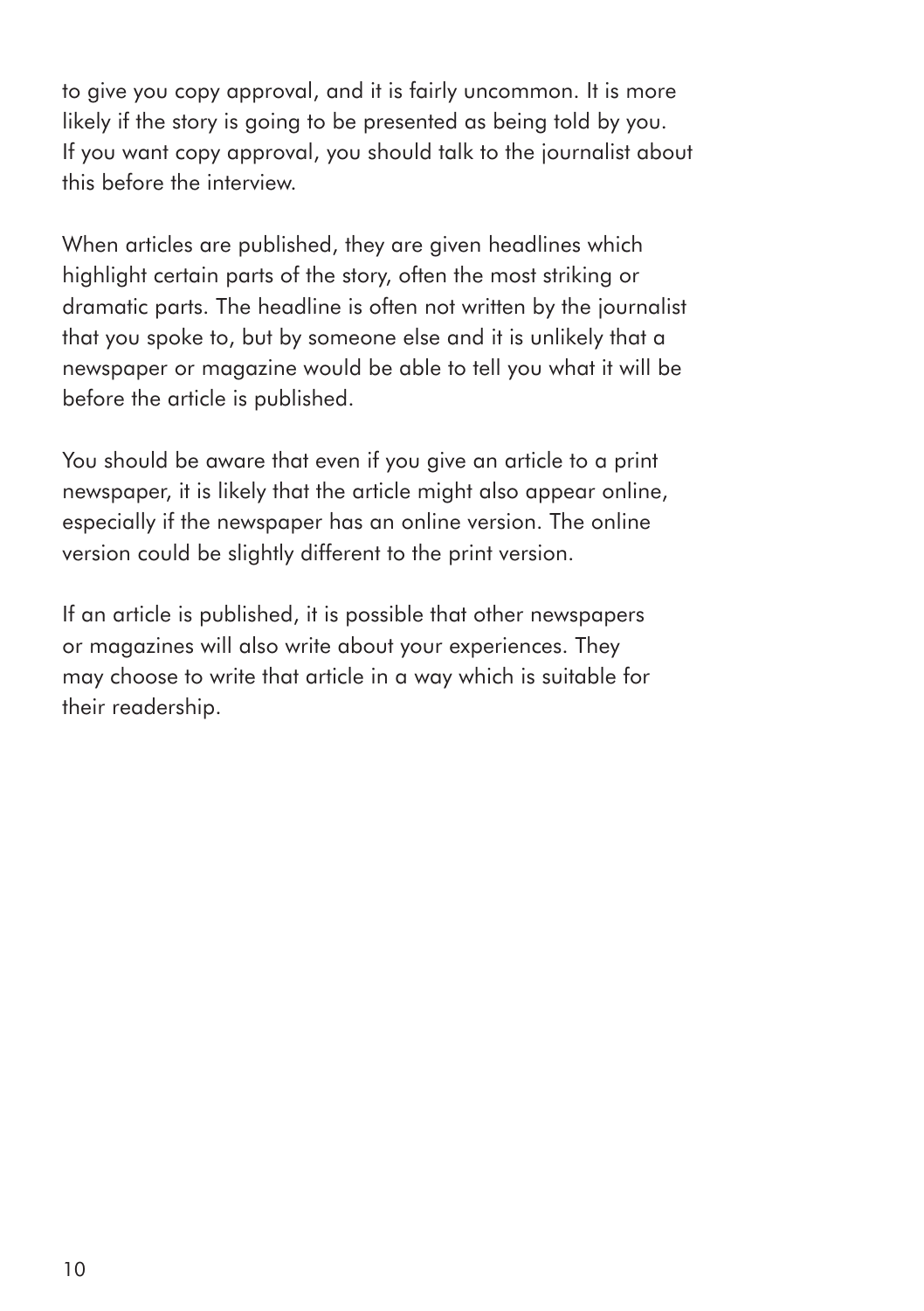to give you copy approval, and it is fairly uncommon. It is more likely if the story is going to be presented as being told by you. If you want copy approval, you should talk to the journalist about this before the interview.

When articles are published, they are given headlines which highlight certain parts of the story, often the most striking or dramatic parts. The headline is often not written by the journalist that you spoke to, but by someone else and it is unlikely that a newspaper or magazine would be able to tell you what it will be before the article is published.

You should be aware that even if you give an article to a print newspaper, it is likely that the article might also appear online, especially if the newspaper has an online version. The online version could be slightly different to the print version.

If an article is published, it is possible that other newspapers or magazines will also write about your experiences. They may choose to write that article in a way which is suitable for their readership.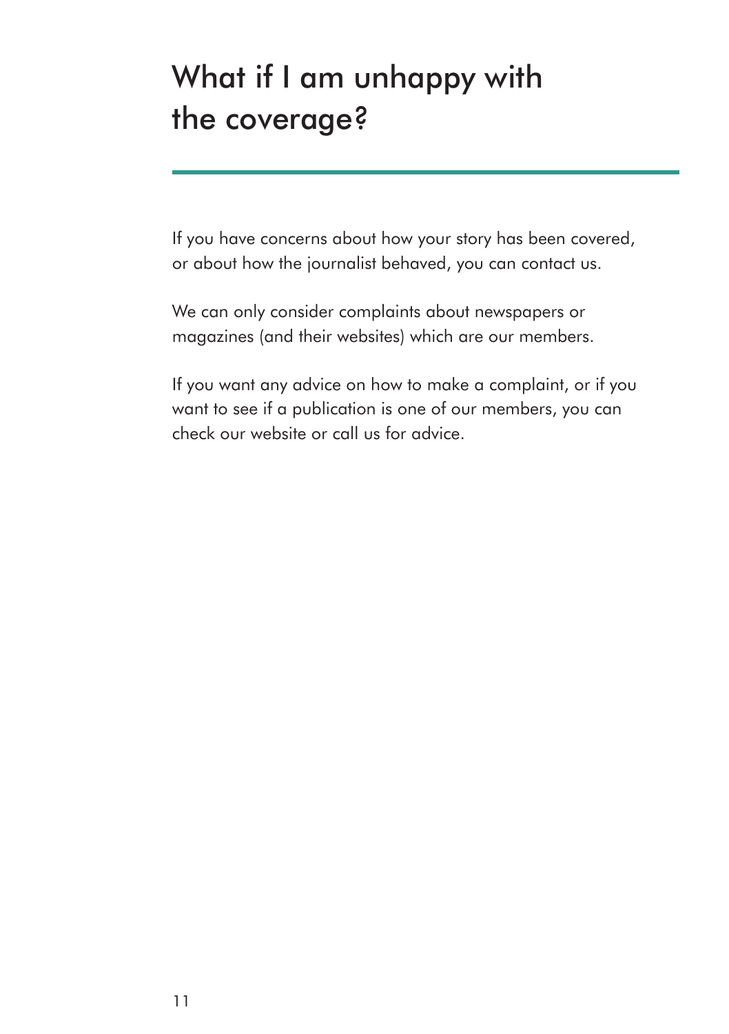# What if I am unhappy with the coverage?

If you have concerns about how your story has been covered, or about how the journalist behaved, you can contact us.

We can only consider complaints about newspapers or magazines (and their websites) which are our members.

If you want any advice on how to make a complaint, or if you want to see if a publication is one of our members, you can check our website or call us for advice.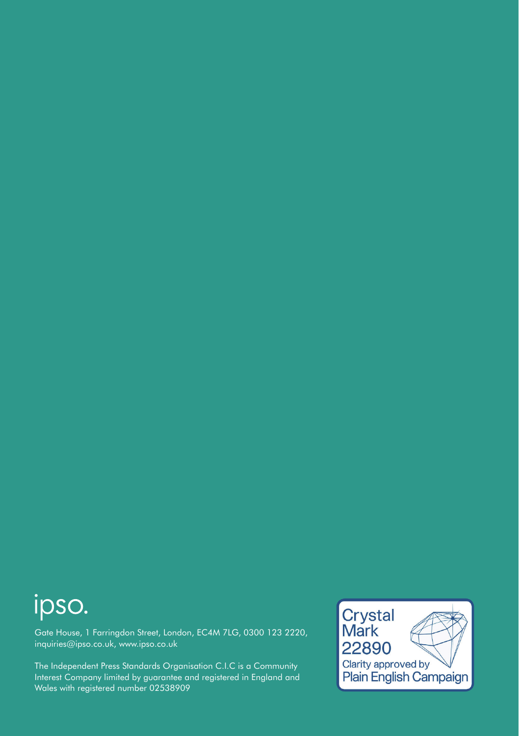ipso.

Gate House, 1 Farringdon Street, London, EC4M 7LG, 0300 123 2220, inquiries@ipso.co.uk, www.ipso.co.uk

The Independent Press Standards Organisation C.I.C is a Community Interest Company limited by guarantee and registered in England and Wales with registered number 02538909

Crystal Mark 22890
Clarity approved by Plain English Campaign